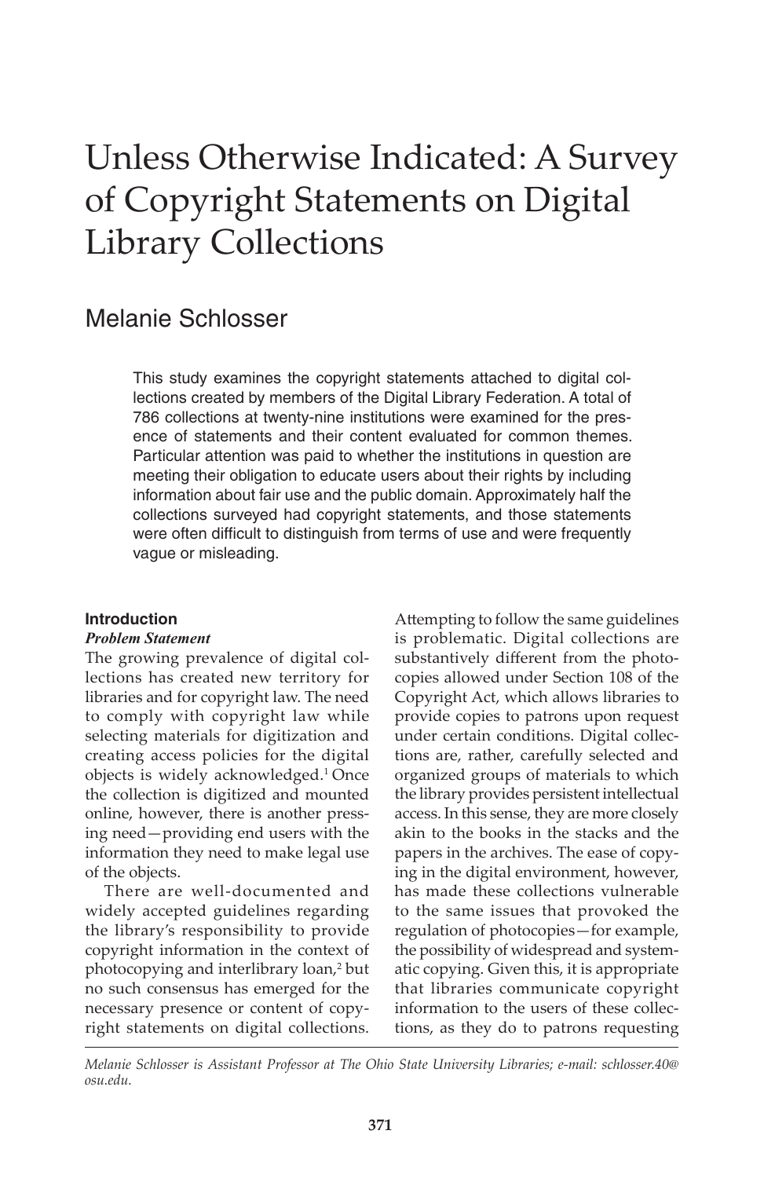# Unless Otherwise Indicated: A Survey of Copyright Statements on Digital Library Collections

## Melanie Schlosser

This study examines the copyright statements attached to digital collections created by members of the Digital Library Federation. A total of 786 collections at twenty-nine institutions were examined for the presence of statements and their content evaluated for common themes. Particular attention was paid to whether the institutions in question are meeting their obligation to educate users about their rights by including information about fair use and the public domain. Approximately half the collections surveyed had copyright statements, and those statements were often difficult to distinguish from terms of use and were frequently vague or misleading.

### Introduction

#### *Problem Statement*

The growing prevalence of digital collections has created new territory for libraries and for copyright law. The need to comply with copyright law while selecting materials for digitization and creating access policies for the digital objects is widely acknowledged.[1] Once the collection is digitized and mounted online, however, there is another pressing need—providing end users with the information they need to make legal use of the objects.

There are well-documented and widely accepted guidelines regarding the library's responsibility to provide copyright information in the context of photocopying and interlibrary loan,[2] but no such consensus has emerged for the necessary presence or content of copyright statements on digital collections. Attempting to follow the same guidelines is problematic. Digital collections are substantively different from the photocopies allowed under Section 108 of the Copyright Act, which allows libraries to provide copies to patrons upon request under certain conditions. Digital collections are, rather, carefully selected and organized groups of materials to which the library provides persistent intellectual access. In this sense, they are more closely akin to the books in the stacks and the papers in the archives. The ease of copying in the digital environment, however, has made these collections vulnerable to the same issues that provoked the regulation of photocopies—for example, the possibility of widespread and systematic copying. Given this, it is appropriate that libraries communicate copyright information to the users of these collections, as they do to patrons requesting

*Melanie Schlosser is Assistant Professor at The Ohio State University Libraries; e-mail: schlosser.40@osu.edu.*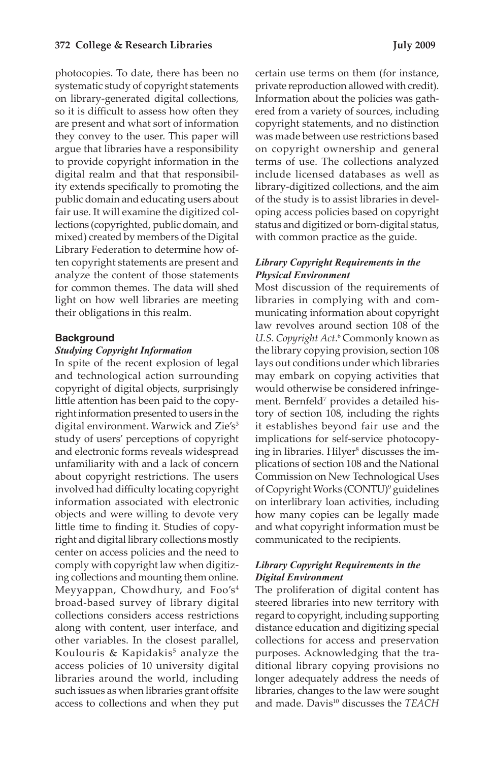photocopies. To date, there has been no systematic study of copyright statements on library-generated digital collections, so it is difficult to assess how often they are present and what sort of information they convey to the user. This paper will argue that libraries have a responsibility to provide copyright information in the digital realm and that that responsibility extends specifically to promoting the public domain and educating users about fair use. It will examine the digitized collections (copyrighted, public domain, and mixed) created by members of the Digital Library Federation to determine how often copyright statements are present and analyze the content of those statements for common themes. The data will shed light on how well libraries are meeting their obligations in this realm.

## Background

### *Studying Copyright Information*

In spite of the recent explosion of legal and technological action surrounding copyright of digital objects, surprisingly little attention has been paid to the copyright information presented to users in the digital environment. Warwick and Zie's[3] study of users' perceptions of copyright and electronic forms reveals widespread unfamiliarity with and a lack of concern about copyright restrictions. The users involved had difficulty locating copyright information associated with electronic objects and were willing to devote very little time to finding it. Studies of copyright and digital library collections mostly center on access policies and the need to comply with copyright law when digitizing collections and mounting them online. Meyyappan, Chowdhury, and Foo's[4] broad-based survey of library digital collections considers access restrictions along with content, user interface, and other variables. In the closest parallel, Koulouris & Kapidakis[5] analyze the access policies of 10 university digital libraries around the world, including such issues as when libraries grant offsite access to collections and when they put certain use terms on them (for instance, private reproduction allowed with credit). Information about the policies was gathered from a variety of sources, including copyright statements, and no distinction was made between use restrictions based on copyright ownership and general terms of use. The collections analyzed include licensed databases as well as library-digitized collections, and the aim of the study is to assist libraries in developing access policies based on copyright status and digitized or born-digital status, with common practice as the guide.

### *Library Copyright Requirements in the Physical Environment*

Most discussion of the requirements of libraries in complying with and communicating information about copyright law revolves around section 108 of the *U.S. Copyright Act*.[6] Commonly known as the library copying provision, section 108 lays out conditions under which libraries may embark on copying activities that would otherwise be considered infringement. Bernfeld[7] provides a detailed history of section 108, including the rights it establishes beyond fair use and the implications for self-service photocopying in libraries. Hilyer[8] discusses the implications of section 108 and the National Commission on New Technological Uses of Copyright Works (CONTU)[9] guidelines on interlibrary loan activities, including how many copies can be legally made and what copyright information must be communicated to the recipients.

### *Library Copyright Requirements in the Digital Environment*

The proliferation of digital content has steered libraries into new territory with regard to copyright, including supporting distance education and digitizing special collections for access and preservation purposes. Acknowledging that the traditional library copying provisions no longer adequately address the needs of libraries, changes to the law were sought and made. Davis[10] discusses the *TEACH*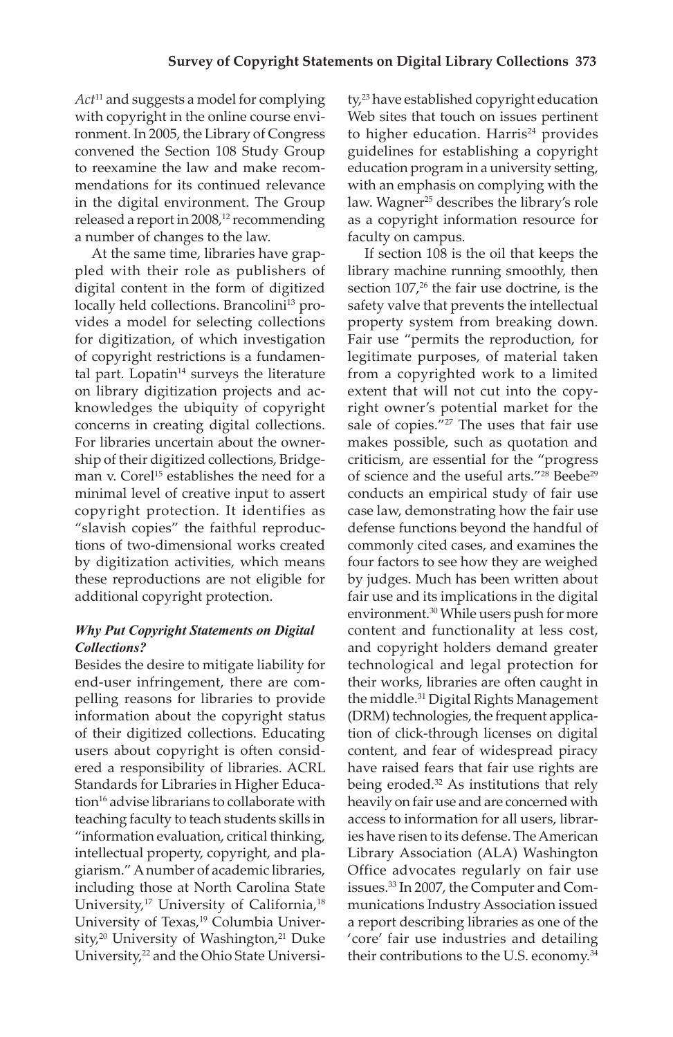*Act*[11] and suggests a model for complying with copyright in the online course environment. In 2005, the Library of Congress convened the Section 108 Study Group to reexamine the law and make recommendations for its continued relevance in the digital environment. The Group released a report in 2008,[12] recommending a number of changes to the law.

At the same time, libraries have grappled with their role as publishers of digital content in the form of digitized locally held collections. Brancolini[13] provides a model for selecting collections for digitization, of which investigation of copyright restrictions is a fundamental part. Lopatin[14] surveys the literature on library digitization projects and acknowledges the ubiquity of copyright concerns in creating digital collections. For libraries uncertain about the ownership of their digitized collections, Bridgeman v. Corel[15] establishes the need for a minimal level of creative input to assert copyright protection. It identifies as "slavish copies" the faithful reproductions of two-dimensional works created by digitization activities, which means these reproductions are not eligible for additional copyright protection.

### *Why Put Copyright Statements on Digital Collections?*

Besides the desire to mitigate liability for end-user infringement, there are compelling reasons for libraries to provide information about the copyright status of their digitized collections. Educating users about copyright is often considered a responsibility of libraries. ACRL Standards for Libraries in Higher Education[16] advise librarians to collaborate with teaching faculty to teach students skills in "information evaluation, critical thinking, intellectual property, copyright, and plagiarism." A number of academic libraries, including those at North Carolina State University,[17] University of California,[18] University of Texas,[19] Columbia University,[20] University of Washington,[21] Duke University,[22] and the Ohio State University,[23] have established copyright education Web sites that touch on issues pertinent to higher education. Harris[24] provides guidelines for establishing a copyright education program in a university setting, with an emphasis on complying with the law. Wagner[25] describes the library's role as a copyright information resource for faculty on campus.

If section 108 is the oil that keeps the library machine running smoothly, then section 107,[26] the fair use doctrine, is the safety valve that prevents the intellectual property system from breaking down. Fair use "permits the reproduction, for legitimate purposes, of material taken from a copyrighted work to a limited extent that will not cut into the copyright owner's potential market for the sale of copies."[27] The uses that fair use makes possible, such as quotation and criticism, are essential for the "progress of science and the useful arts."[28] Beebe[29] conducts an empirical study of fair use case law, demonstrating how the fair use defense functions beyond the handful of commonly cited cases, and examines the four factors to see how they are weighed by judges. Much has been written about fair use and its implications in the digital environment.[30] While users push for more content and functionality at less cost, and copyright holders demand greater technological and legal protection for their works, libraries are often caught in the middle.[31] Digital Rights Management (DRM) technologies, the frequent application of click-through licenses on digital content, and fear of widespread piracy have raised fears that fair use rights are being eroded.[32] As institutions that rely heavily on fair use and are concerned with access to information for all users, libraries have risen to its defense. The American Library Association (ALA) Washington Office advocates regularly on fair use issues.[33] In 2007, the Computer and Communications Industry Association issued a report describing libraries as one of the 'core' fair use industries and detailing their contributions to the U.S. economy.[34]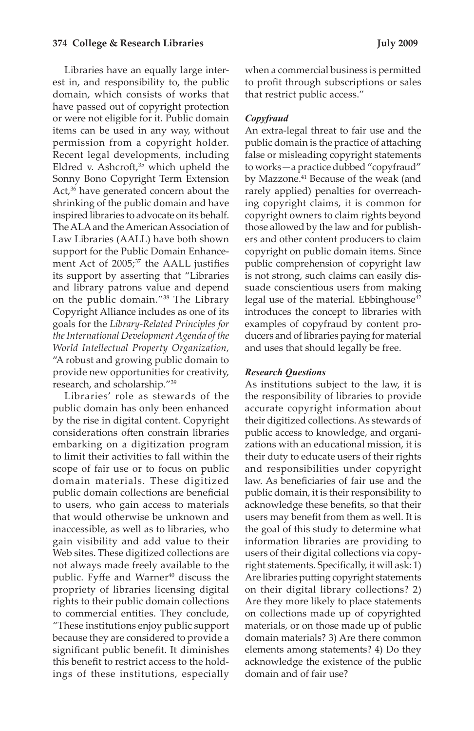Libraries have an equally large interest in, and responsibility to, the public domain, which consists of works that have passed out of copyright protection or were not eligible for it. Public domain items can be used in any way, without permission from a copyright holder. Recent legal developments, including Eldred v. Ashcroft,[35] which upheld the Sonny Bono Copyright Term Extension Act,[36] have generated concern about the shrinking of the public domain and have inspired libraries to advocate on its behalf. The ALA and the American Association of Law Libraries (AALL) have both shown support for the Public Domain Enhancement Act of 2005;[37] the AALL justifies its support by asserting that "Libraries and library patrons value and depend on the public domain."[38] The Library Copyright Alliance includes as one of its goals for the *Library-Related Principles for the International Development Agenda of the World Intellectual Property Organization*, "A robust and growing public domain to provide new opportunities for creativity, research, and scholarship."[39]

Libraries' role as stewards of the public domain has only been enhanced by the rise in digital content. Copyright considerations often constrain libraries embarking on a digitization program to limit their activities to fall within the scope of fair use or to focus on public domain materials. These digitized public domain collections are beneficial to users, who gain access to materials that would otherwise be unknown and inaccessible, as well as to libraries, who gain visibility and add value to their Web sites. These digitized collections are not always made freely available to the public. Fyffe and Warner[40] discuss the propriety of libraries licensing digital rights to their public domain collections to commercial entities. They conclude, "These institutions enjoy public support because they are considered to provide a significant public benefit. It diminishes this benefit to restrict access to the holdings of these institutions, especially when a commercial business is permitted to profit through subscriptions or sales that restrict public access."

### *Copyfraud*

An extra-legal threat to fair use and the public domain is the practice of attaching false or misleading copyright statements to works—a practice dubbed "copyfraud" by Mazzone.[41] Because of the weak (and rarely applied) penalties for overreaching copyright claims, it is common for copyright owners to claim rights beyond those allowed by the law and for publishers and other content producers to claim copyright on public domain items. Since public comprehension of copyright law is not strong, such claims can easily dissuade conscientious users from making legal use of the material. Ebbinghouse[42] introduces the concept to libraries with examples of copyfraud by content producers and of libraries paying for material and uses that should legally be free.

### *Research Questions*

As institutions subject to the law, it is the responsibility of libraries to provide accurate copyright information about their digitized collections. As stewards of public access to knowledge, and organizations with an educational mission, it is their duty to educate users of their rights and responsibilities under copyright law. As beneficiaries of fair use and the public domain, it is their responsibility to acknowledge these benefits, so that their users may benefit from them as well. It is the goal of this study to determine what information libraries are providing to users of their digital collections via copyright statements. Specifically, it will ask: 1) Are libraries putting copyright statements on their digital library collections? 2) Are they more likely to place statements on collections made up of copyrighted materials, or on those made up of public domain materials? 3) Are there common elements among statements? 4) Do they acknowledge the existence of the public domain and of fair use?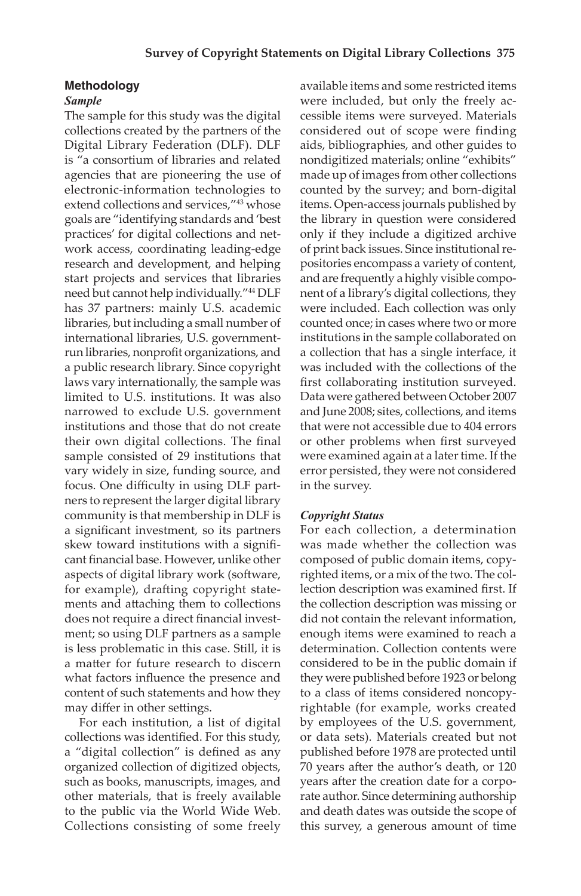## Methodology

### *Sample*

The sample for this study was the digital collections created by the partners of the Digital Library Federation (DLF). DLF is "a consortium of libraries and related agencies that are pioneering the use of electronic-information technologies to extend collections and services,"[43] whose goals are "identifying standards and 'best practices' for digital collections and network access, coordinating leading-edge research and development, and helping start projects and services that libraries need but cannot help individually."[44] DLF has 37 partners: mainly U.S. academic libraries, but including a small number of international libraries, U.S. government-run libraries, nonprofit organizations, and a public research library. Since copyright laws vary internationally, the sample was limited to U.S. institutions. It was also narrowed to exclude U.S. government institutions and those that do not create their own digital collections. The final sample consisted of 29 institutions that vary widely in size, funding source, and focus. One difficulty in using DLF partners to represent the larger digital library community is that membership in DLF is a significant investment, so its partners skew toward institutions with a significant financial base. However, unlike other aspects of digital library work (software, for example), drafting copyright statements and attaching them to collections does not require a direct financial investment; so using DLF partners as a sample is less problematic in this case. Still, it is a matter for future research to discern what factors influence the presence and content of such statements and how they may differ in other settings.

For each institution, a list of digital collections was identified. For this study, a "digital collection" is defined as any organized collection of digitized objects, such as books, manuscripts, images, and other materials, that is freely available to the public via the World Wide Web. Collections consisting of some freely available items and some restricted items were included, but only the freely accessible items were surveyed. Materials considered out of scope were finding aids, bibliographies, and other guides to nondigitized materials; online "exhibits" made up of images from other collections counted by the survey; and born-digital items. Open-access journals published by the library in question were considered only if they include a digitized archive of print back issues. Since institutional repositories encompass a variety of content, and are frequently a highly visible component of a library's digital collections, they were included. Each collection was only counted once; in cases where two or more institutions in the sample collaborated on a collection that has a single interface, it was included with the collections of the first collaborating institution surveyed. Data were gathered between October 2007 and June 2008; sites, collections, and items that were not accessible due to 404 errors or other problems when first surveyed were examined again at a later time. If the error persisted, they were not considered in the survey.

### *Copyright Status*

For each collection, a determination was made whether the collection was composed of public domain items, copyrighted items, or a mix of the two. The collection description was examined first. If the collection description was missing or did not contain the relevant information, enough items were examined to reach a determination. Collection contents were considered to be in the public domain if they were published before 1923 or belong to a class of items considered noncopyrightable (for example, works created by employees of the U.S. government, or data sets). Materials created but not published before 1978 are protected until 70 years after the author's death, or 120 years after the creation date for a corporate author. Since determining authorship and death dates was outside the scope of this survey, a generous amount of time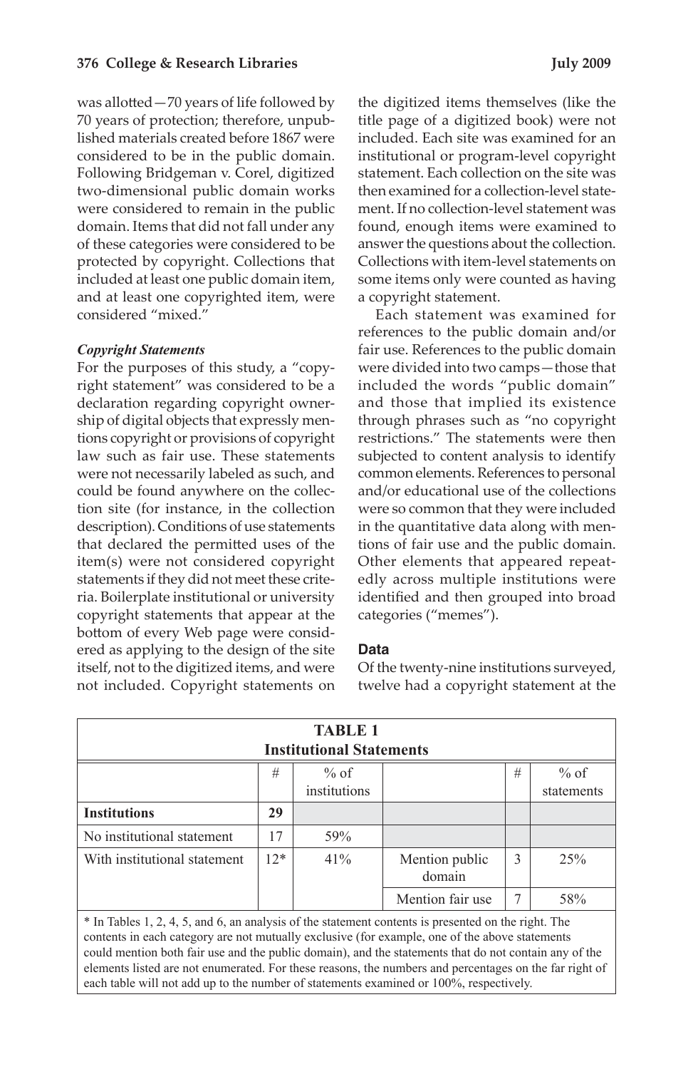was allotted—70 years of life followed by 70 years of protection; therefore, unpublished materials created before 1867 were considered to be in the public domain. Following Bridgeman v. Corel, digitized two-dimensional public domain works were considered to remain in the public domain. Items that did not fall under any of these categories were considered to be protected by copyright. Collections that included at least one public domain item, and at least one copyrighted item, were considered "mixed."

#### *Copyright Statements*

For the purposes of this study, a "copyright statement" was considered to be a declaration regarding copyright ownership of digital objects that expressly mentions copyright or provisions of copyright law such as fair use. These statements were not necessarily labeled as such, and could be found anywhere on the collection site (for instance, in the collection description). Conditions of use statements that declared the permitted uses of the item(s) were not considered copyright statements if they did not meet these criteria. Boilerplate institutional or university copyright statements that appear at the bottom of every Web page were considered as applying to the design of the site itself, not to the digitized items, and were not included. Copyright statements on the digitized items themselves (like the title page of a digitized book) were not included. Each site was examined for an institutional or program-level copyright statement. Each collection on the site was then examined for a collection-level statement. If no collection-level statement was found, enough items were examined to answer the questions about the collection. Collections with item-level statements on some items only were counted as having a copyright statement.

Each statement was examined for references to the public domain and/or fair use. References to the public domain were divided into two camps—those that included the words "public domain" and those that implied its existence through phrases such as "no copyright restrictions." The statements were then subjected to content analysis to identify common elements. References to personal and/or educational use of the collections were so common that they were included in the quantitative data along with mentions of fair use and the public domain. Other elements that appeared repeatedly across multiple institutions were identified and then grouped into broad categories ("memes").

### Data

Of the twenty-nine institutions surveyed, twelve had a copyright statement at the

**TABLE 1**
**Institutional Statements**

| | # | % of institutions | | # | % of statements |
|---|---|---|---|---|---|
| **Institutions** | **29** | | | | |
| No institutional statement | 17 | 59% | | | |
| With institutional statement | 12* | 41% | Mention public domain | 3 | 25% |
| | | | Mention fair use | 7 | 58% |

\* In Tables 1, 2, 4, 5, and 6, an analysis of the statement contents is presented on the right. The contents in each category are not mutually exclusive (for example, one of the above statements could mention both fair use and the public domain), and the statements that do not contain any of the elements listed are not enumerated. For these reasons, the numbers and percentages on the far right of each table will not add up to the number of statements examined or 100%, respectively.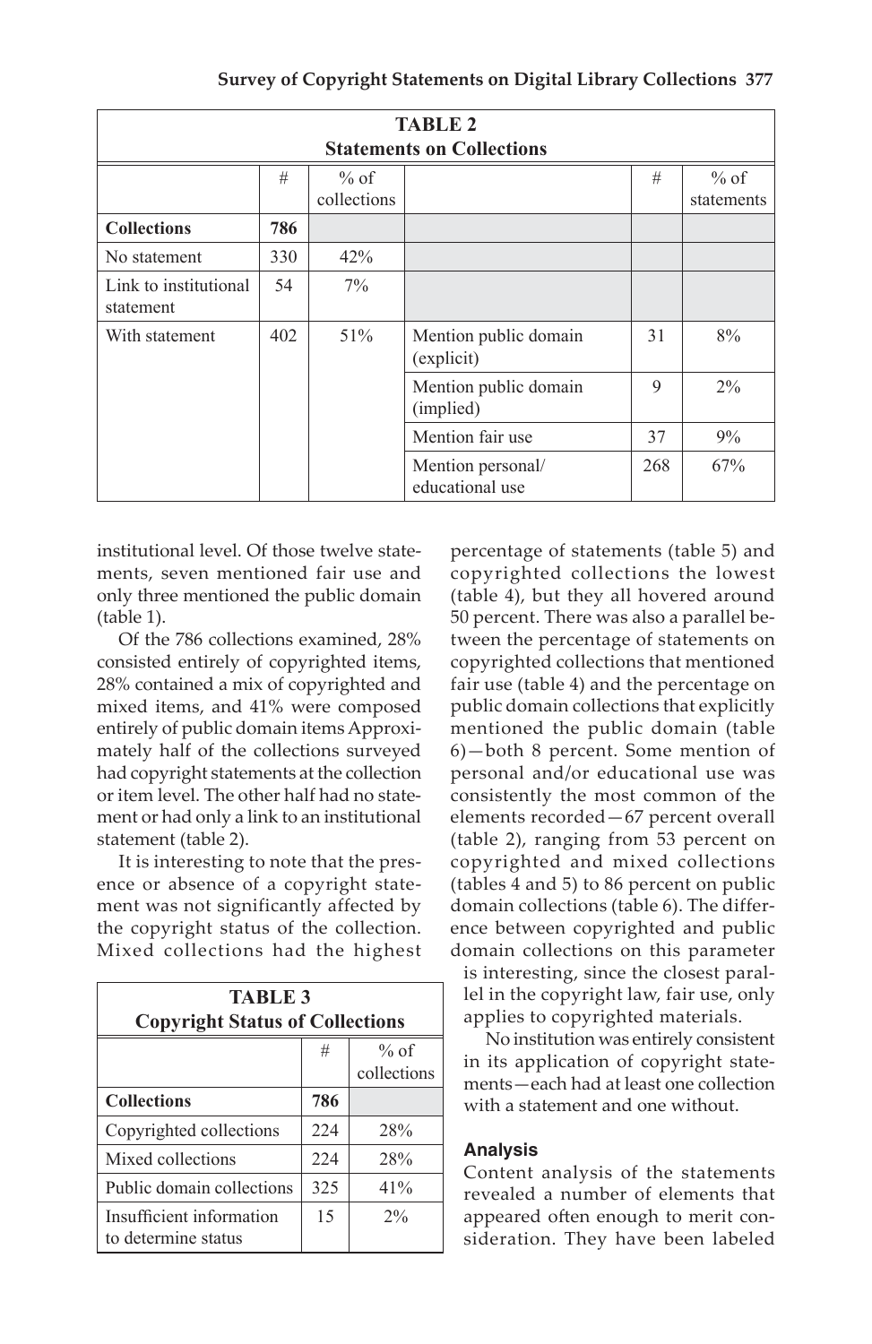| TABLE 2<br>Statements on Collections | | | | | |
|---|---|---|---|---|---|
| | # | % of collections | | # | % of statements |
| **Collections** | **786** | | | | |
| No statement | 330 | 42% | | | |
| Link to institutional statement | 54 | 7% | | | |
| With statement | 402 | 51% | Mention public domain (explicit) | 31 | 8% |
| | | | Mention public domain (implied) | 9 | 2% |
| | | | Mention fair use | 37 | 9% |
| | | | Mention personal/ educational use | 268 | 67% |

institutional level. Of those twelve statements, seven mentioned fair use and only three mentioned the public domain (table 1).

Of the 786 collections examined, 28% consisted entirely of copyrighted items, 28% contained a mix of copyrighted and mixed items, and 41% were composed entirely of public domain items Approximately half of the collections surveyed had copyright statements at the collection or item level. The other half had no statement or had only a link to an institutional statement (table 2).

It is interesting to note that the presence or absence of a copyright statement was not significantly affected by the copyright status of the collection. Mixed collections had the highest percentage of statements (table 5) and copyrighted collections the lowest (table 4), but they all hovered around 50 percent. There was also a parallel between the percentage of statements on copyrighted collections that mentioned fair use (table 4) and the percentage on public domain collections that explicitly mentioned the public domain (table 6)—both 8 percent. Some mention of personal and/or educational use was consistently the most common of the elements recorded—67 percent overall (table 2), ranging from 53 percent on copyrighted and mixed collections (tables 4 and 5) to 86 percent on public domain collections (table 6). The difference between copyrighted and public domain collections on this parameter is interesting, since the closest parallel in the copyright law, fair use, only applies to copyrighted materials.

No institution was entirely consistent in its application of copyright statements—each had at least one collection with a statement and one without.

| TABLE 3<br>Copyright Status of Collections | | |
|---|---|---|
| | # | % of collections |
| **Collections** | **786** | |
| Copyrighted collections | 224 | 28% |
| Mixed collections | 224 | 28% |
| Public domain collections | 325 | 41% |
| Insufficient information to determine status | 15 | 2% |

## Analysis

Content analysis of the statements revealed a number of elements that appeared often enough to merit consideration. They have been labeled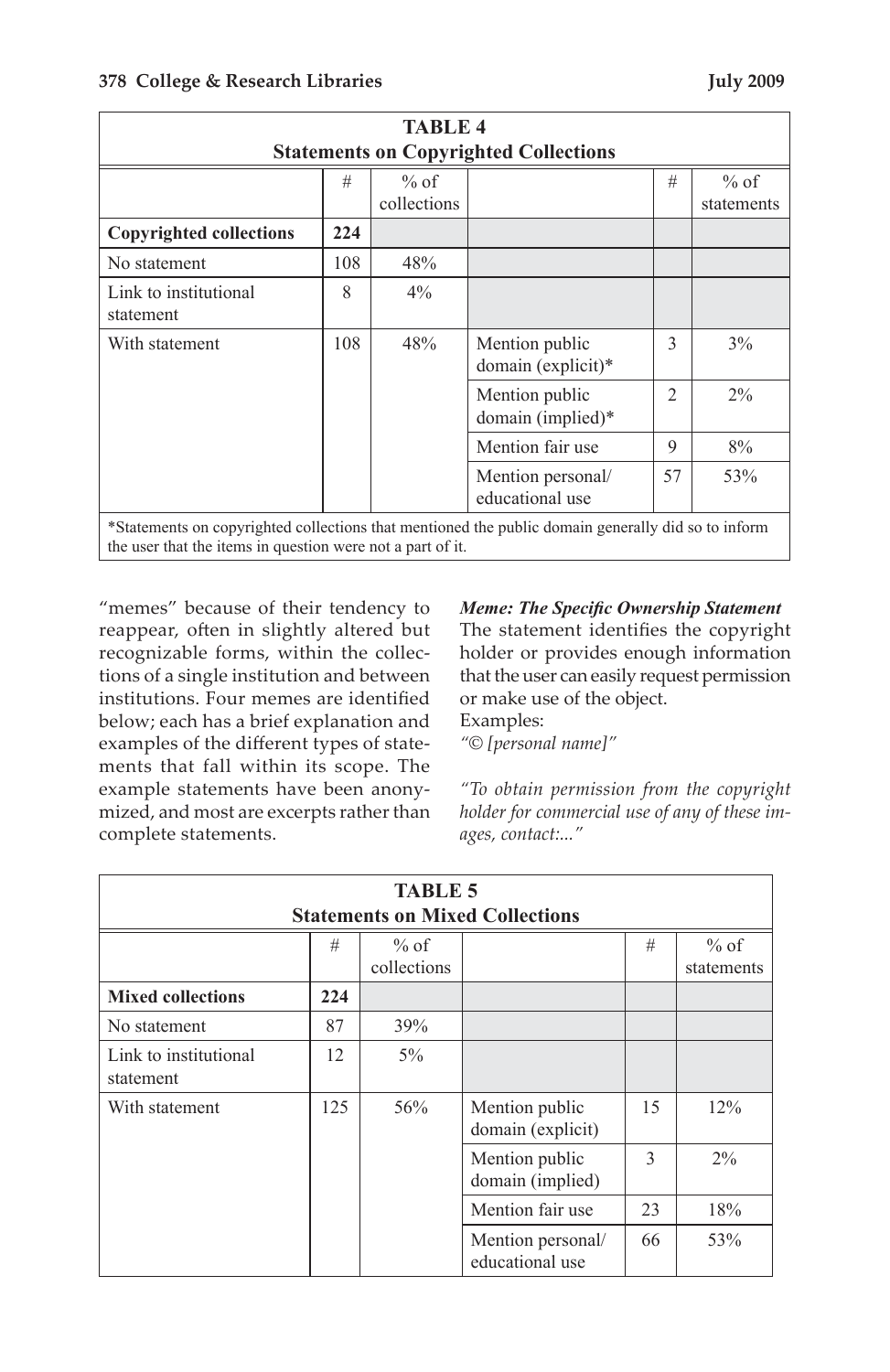**TABLE 4**
**Statements on Copyrighted Collections**

| | # | % of collections | | # | % of statements |
|---|---|---|---|---|---|
| **Copyrighted collections** | **224** | | | | |
| No statement | 108 | 48% | | | |
| Link to institutional statement | 8 | 4% | | | |
| With statement | 108 | 48% | Mention public domain (explicit)* | 3 | 3% |
| | | | Mention public domain (implied)* | 2 | 2% |
| | | | Mention fair use | 9 | 8% |
| | | | Mention personal/ educational use | 57 | 53% |

*Statements on copyrighted collections that mentioned the public domain generally did so to inform the user that the items in question were not a part of it.

"memes" because of their tendency to reappear, often in slightly altered but recognizable forms, within the collections of a single institution and between institutions. Four memes are identified below; each has a brief explanation and examples of the different types of statements that fall within its scope. The example statements have been anonymized, and most are excerpts rather than complete statements.

***Meme: The Specific Ownership Statement***

The statement identifies the copyright holder or provides enough information that the user can easily request permission or make use of the object.

Examples:

*"© [personal name]"*

*"To obtain permission from the copyright holder for commercial use of any of these images, contact:..."*

**TABLE 5**
**Statements on Mixed Collections**

| | # | % of collections | | # | % of statements |
|---|---|---|---|---|---|
| **Mixed collections** | **224** | | | | |
| No statement | 87 | 39% | | | |
| Link to institutional statement | 12 | 5% | | | |
| With statement | 125 | 56% | Mention public domain (explicit) | 15 | 12% |
| | | | Mention public domain (implied) | 3 | 2% |
| | | | Mention fair use | 23 | 18% |
| | | | Mention personal/ educational use | 66 | 53% |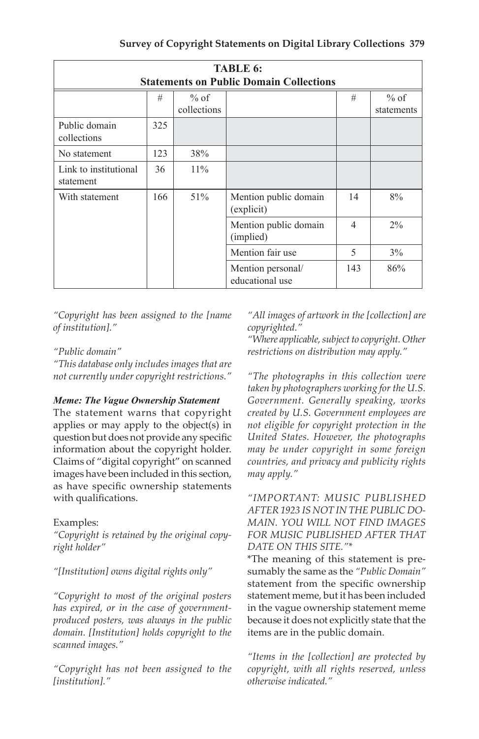| TABLE 6: Statements on Public Domain Collections | | | | | |
|---|---|---|---|---|---|
| | # | % of collections | | # | % of statements |
| Public domain collections | 325 | | | | |
| No statement | 123 | 38% | | | |
| Link to institutional statement | 36 | 11% | | | |
| With statement | 166 | 51% | Mention public domain (explicit) | 14 | 8% |
| | | | Mention public domain (implied) | 4 | 2% |
| | | | Mention fair use | 5 | 3% |
| | | | Mention personal/ educational use | 143 | 86% |

*"Copyright has been assigned to the [name of institution]."*

*"Public domain"*

*"This database only includes images that are not currently under copyright restrictions."*

***Meme: The Vague Ownership Statement***

The statement warns that copyright applies or may apply to the object(s) in question but does not provide any specific information about the copyright holder. Claims of "digital copyright" on scanned images have been included in this section, as have specific ownership statements with qualifications.

Examples:

*"Copyright is retained by the original copyright holder"*

*"[Institution] owns digital rights only"*

*"Copyright to most of the original posters has expired, or in the case of government-produced posters, was always in the public domain. [Institution] holds copyright to the scanned images."*

*"Copyright has not been assigned to the [institution]."*

*"All images of artwork in the [collection] are copyrighted."*

*"Where applicable, subject to copyright. Other restrictions on distribution may apply."*

*"The photographs in this collection were taken by photographers working for the U.S. Government. Generally speaking, works created by U.S. Government employees are not eligible for copyright protection in the United States. However, the photographs may be under copyright in some foreign countries, and privacy and publicity rights may apply."*

*"IMPORTANT: MUSIC PUBLISHED AFTER 1923 IS NOT IN THE PUBLIC DOMAIN. YOU WILL NOT FIND IMAGES FOR MUSIC PUBLISHED AFTER THAT DATE ON THIS SITE."**

*The meaning of this statement is presumably the same as the *"Public Domain"* statement from the specific ownership statement meme, but it has been included in the vague ownership statement meme because it does not explicitly state that the items are in the public domain.

*"Items in the [collection] are protected by copyright, with all rights reserved, unless otherwise indicated."*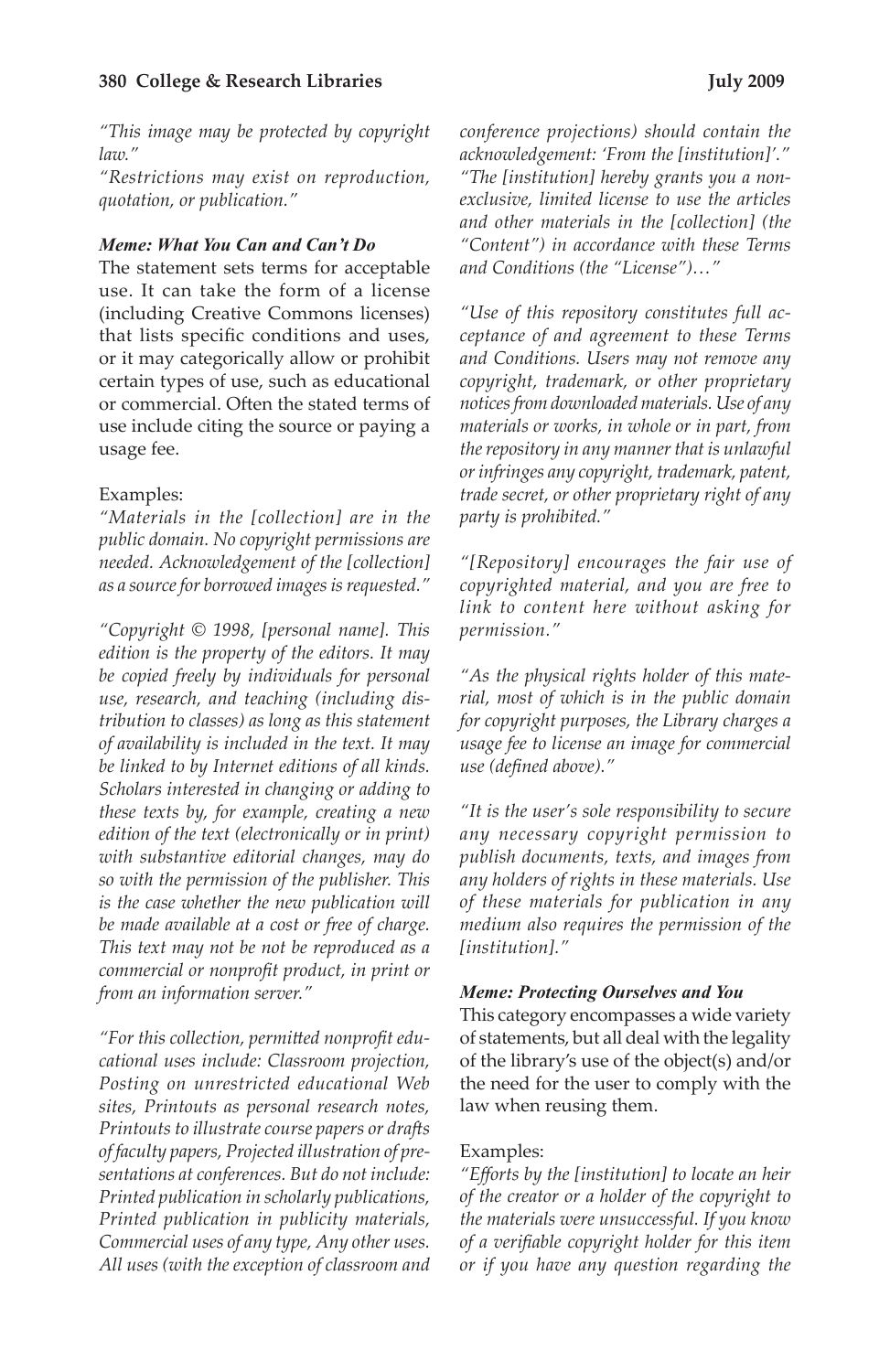*"This image may be protected by copyright law."*
*"Restrictions may exist on reproduction, quotation, or publication."*

***Meme: What You Can and Can't Do***

The statement sets terms for acceptable use. It can take the form of a license (including Creative Commons licenses) that lists specific conditions and uses, or it may categorically allow or prohibit certain types of use, such as educational or commercial. Often the stated terms of use include citing the source or paying a usage fee.

Examples:
*"Materials in the [collection] are in the public domain. No copyright permissions are needed. Acknowledgement of the [collection] as a source for borrowed images is requested."*

*"Copyright © 1998, [personal name]. This edition is the property of the editors. It may be copied freely by individuals for personal use, research, and teaching (including distribution to classes) as long as this statement of availability is included in the text. It may be linked to by Internet editions of all kinds. Scholars interested in changing or adding to these texts by, for example, creating a new edition of the text (electronically or in print) with substantive editorial changes, may do so with the permission of the publisher. This is the case whether the new publication will be made available at a cost or free of charge. This text may not be not be reproduced as a commercial or nonprofit product, in print or from an information server."*

*"For this collection, permitted nonprofit educational uses include: Classroom projection, Posting on unrestricted educational Web sites, Printouts as personal research notes, Printouts to illustrate course papers or drafts of faculty papers, Projected illustration of presentations at conferences. But do not include: Printed publication in scholarly publications, Printed publication in publicity materials, Commercial uses of any type, Any other uses. All uses (with the exception of classroom and conference projections) should contain the acknowledgement: 'From the [institution]'."*
*"The [institution] hereby grants you a non-exclusive, limited license to use the articles and other materials in the [collection] (the "Content") in accordance with these Terms and Conditions (the "License")…"*

*"Use of this repository constitutes full acceptance of and agreement to these Terms and Conditions. Users may not remove any copyright, trademark, or other proprietary notices from downloaded materials. Use of any materials or works, in whole or in part, from the repository in any manner that is unlawful or infringes any copyright, trademark, patent, trade secret, or other proprietary right of any party is prohibited."*

*"[Repository] encourages the fair use of copyrighted material, and you are free to link to content here without asking for permission."*

*"As the physical rights holder of this material, most of which is in the public domain for copyright purposes, the Library charges a usage fee to license an image for commercial use (defined above)."*

*"It is the user's sole responsibility to secure any necessary copyright permission to publish documents, texts, and images from any holders of rights in these materials. Use of these materials for publication in any medium also requires the permission of the [institution]."*

***Meme: Protecting Ourselves and You***

This category encompasses a wide variety of statements, but all deal with the legality of the library's use of the object(s) and/or the need for the user to comply with the law when reusing them.

Examples:
*"Efforts by the [institution] to locate an heir of the creator or a holder of the copyright to the materials were unsuccessful. If you know of a verifiable copyright holder for this item or if you have any question regarding the*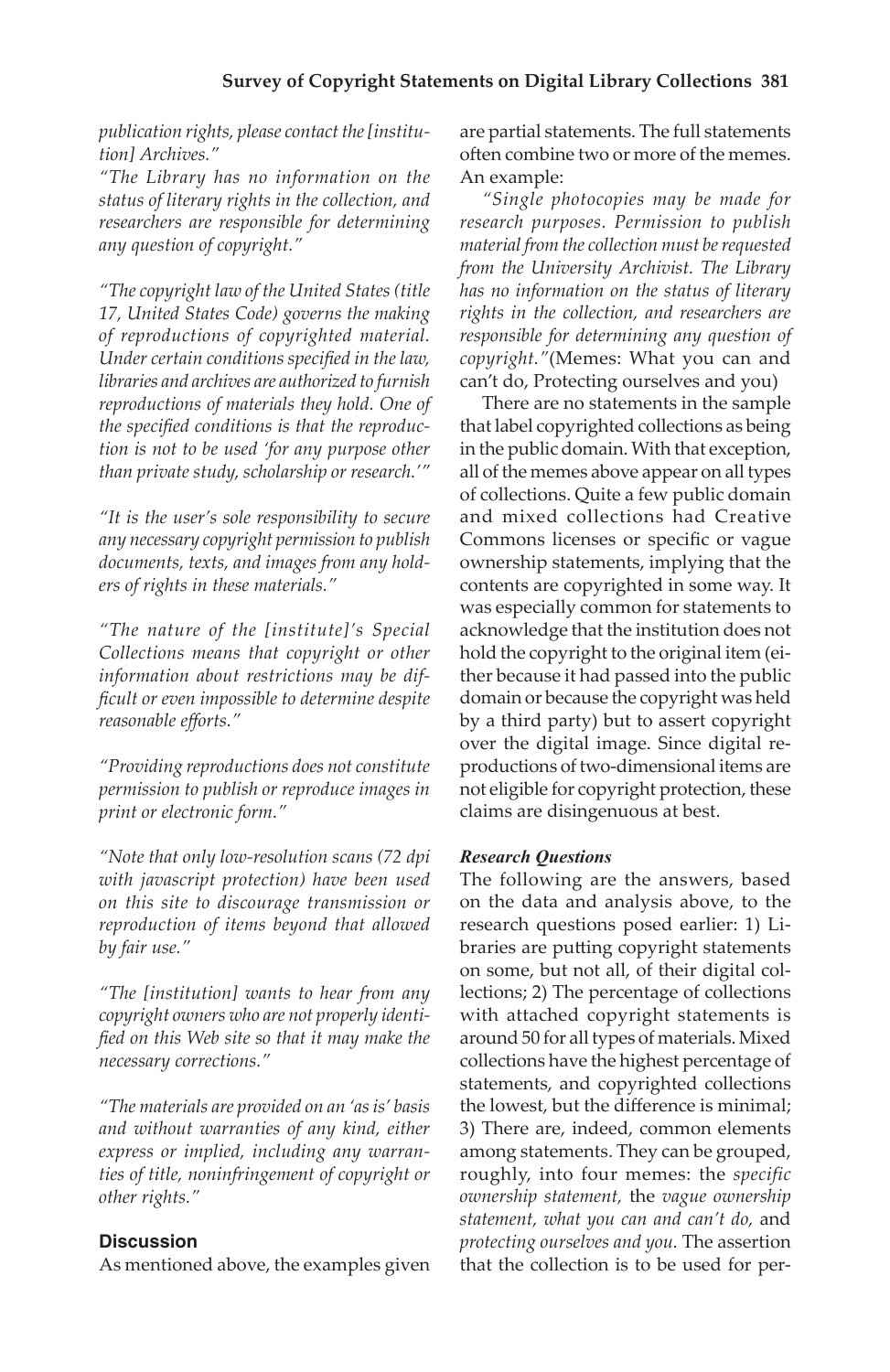*publication rights, please contact the [institution] Archives."*

*"The Library has no information on the status of literary rights in the collection, and researchers are responsible for determining any question of copyright."*

*"The copyright law of the United States (title 17, United States Code) governs the making of reproductions of copyrighted material. Under certain conditions specified in the law, libraries and archives are authorized to furnish reproductions of materials they hold. One of the specified conditions is that the reproduction is not to be used 'for any purpose other than private study, scholarship or research.'"*

*"It is the user's sole responsibility to secure any necessary copyright permission to publish documents, texts, and images from any holders of rights in these materials."*

*"The nature of the [institute]'s Special Collections means that copyright or other information about restrictions may be difficult or even impossible to determine despite reasonable efforts."*

*"Providing reproductions does not constitute permission to publish or reproduce images in print or electronic form."*

*"Note that only low-resolution scans (72 dpi with javascript protection) have been used on this site to discourage transmission or reproduction of items beyond that allowed by fair use."*

*"The [institution] wants to hear from any copyright owners who are not properly identified on this Web site so that it may make the necessary corrections."*

*"The materials are provided on an 'as is' basis and without warranties of any kind, either express or implied, including any warranties of title, noninfringement of copyright or other rights."*

## Discussion

As mentioned above, the examples given are partial statements. The full statements often combine two or more of the memes. An example:

*"Single photocopies may be made for research purposes. Permission to publish material from the collection must be requested from the University Archivist. The Library has no information on the status of literary rights in the collection, and researchers are responsible for determining any question of copyright."*(Memes: What you can and can't do, Protecting ourselves and you)

There are no statements in the sample that label copyrighted collections as being in the public domain. With that exception, all of the memes above appear on all types of collections. Quite a few public domain and mixed collections had Creative Commons licenses or specific or vague ownership statements, implying that the contents are copyrighted in some way. It was especially common for statements to acknowledge that the institution does not hold the copyright to the original item (either because it had passed into the public domain or because the copyright was held by a third party) but to assert copyright over the digital image. Since digital reproductions of two-dimensional items are not eligible for copyright protection, these claims are disingenuous at best.

### *Research Questions*

The following are the answers, based on the data and analysis above, to the research questions posed earlier: 1) Libraries are putting copyright statements on some, but not all, of their digital collections; 2) The percentage of collections with attached copyright statements is around 50 for all types of materials. Mixed collections have the highest percentage of statements, and copyrighted collections the lowest, but the difference is minimal; 3) There are, indeed, common elements among statements. They can be grouped, roughly, into four memes: the *specific ownership statement,* the *vague ownership statement, what you can and can't do,* and *protecting ourselves and you.* The assertion that the collection is to be used for per-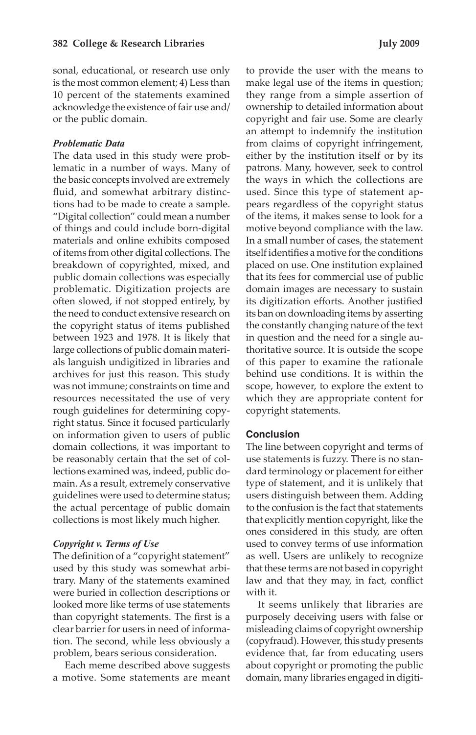sonal, educational, or research use only is the most common element; 4) Less than 10 percent of the statements examined acknowledge the existence of fair use and/or the public domain.

### *Problematic Data*

The data used in this study were problematic in a number of ways. Many of the basic concepts involved are extremely fluid, and somewhat arbitrary distinctions had to be made to create a sample. "Digital collection" could mean a number of things and could include born-digital materials and online exhibits composed of items from other digital collections. The breakdown of copyrighted, mixed, and public domain collections was especially problematic. Digitization projects are often slowed, if not stopped entirely, by the need to conduct extensive research on the copyright status of items published between 1923 and 1978. It is likely that large collections of public domain materials languish undigitized in libraries and archives for just this reason. This study was not immune; constraints on time and resources necessitated the use of very rough guidelines for determining copyright status. Since it focused particularly on information given to users of public domain collections, it was important to be reasonably certain that the set of collections examined was, indeed, public domain. As a result, extremely conservative guidelines were used to determine status; the actual percentage of public domain collections is most likely much higher.

### *Copyright v. Terms of Use*

The definition of a "copyright statement" used by this study was somewhat arbitrary. Many of the statements examined were buried in collection descriptions or looked more like terms of use statements than copyright statements. The first is a clear barrier for users in need of information. The second, while less obviously a problem, bears serious consideration.

Each meme described above suggests a motive. Some statements are meant to provide the user with the means to make legal use of the items in question; they range from a simple assertion of ownership to detailed information about copyright and fair use. Some are clearly an attempt to indemnify the institution from claims of copyright infringement, either by the institution itself or by its patrons. Many, however, seek to control the ways in which the collections are used. Since this type of statement appears regardless of the copyright status of the items, it makes sense to look for a motive beyond compliance with the law. In a small number of cases, the statement itself identifies a motive for the conditions placed on use. One institution explained that its fees for commercial use of public domain images are necessary to sustain its digitization efforts. Another justified its ban on downloading items by asserting the constantly changing nature of the text in question and the need for a single authoritative source. It is outside the scope of this paper to examine the rationale behind use conditions. It is within the scope, however, to explore the extent to which they are appropriate content for copyright statements.

## Conclusion

The line between copyright and terms of use statements is fuzzy. There is no standard terminology or placement for either type of statement, and it is unlikely that users distinguish between them. Adding to the confusion is the fact that statements that explicitly mention copyright, like the ones considered in this study, are often used to convey terms of use information as well. Users are unlikely to recognize that these terms are not based in copyright law and that they may, in fact, conflict with it.

It seems unlikely that libraries are purposely deceiving users with false or misleading claims of copyright ownership (copyfraud). However, this study presents evidence that, far from educating users about copyright or promoting the public domain, many libraries engaged in digiti-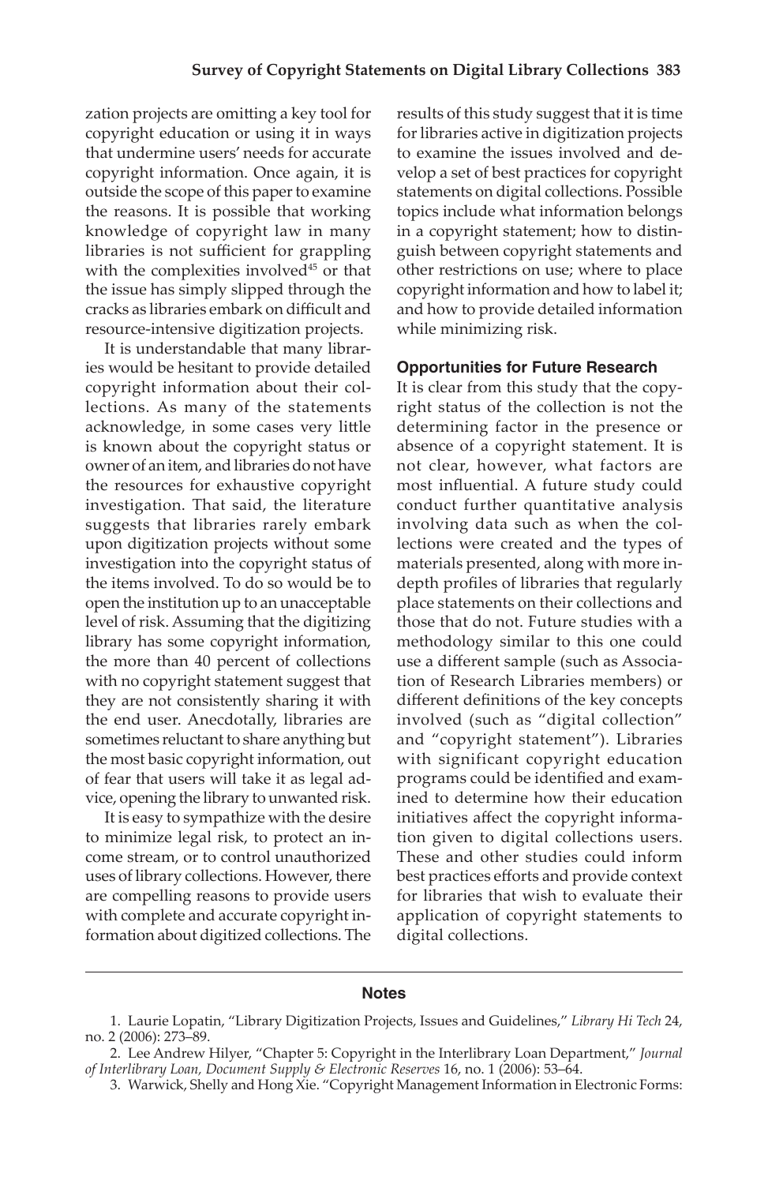zation projects are omitting a key tool for copyright education or using it in ways that undermine users' needs for accurate copyright information. Once again, it is outside the scope of this paper to examine the reasons. It is possible that working knowledge of copyright law in many libraries is not sufficient for grappling with the complexities involved[45] or that the issue has simply slipped through the cracks as libraries embark on difficult and resource-intensive digitization projects.

It is understandable that many libraries would be hesitant to provide detailed copyright information about their collections. As many of the statements acknowledge, in some cases very little is known about the copyright status or owner of an item, and libraries do not have the resources for exhaustive copyright investigation. That said, the literature suggests that libraries rarely embark upon digitization projects without some investigation into the copyright status of the items involved. To do so would be to open the institution up to an unacceptable level of risk. Assuming that the digitizing library has some copyright information, the more than 40 percent of collections with no copyright statement suggest that they are not consistently sharing it with the end user. Anecdotally, libraries are sometimes reluctant to share anything but the most basic copyright information, out of fear that users will take it as legal advice, opening the library to unwanted risk.

It is easy to sympathize with the desire to minimize legal risk, to protect an income stream, or to control unauthorized uses of library collections. However, there are compelling reasons to provide users with complete and accurate copyright information about digitized collections. The results of this study suggest that it is time for libraries active in digitization projects to examine the issues involved and develop a set of best practices for copyright statements on digital collections. Possible topics include what information belongs in a copyright statement; how to distinguish between copyright statements and other restrictions on use; where to place copyright information and how to label it; and how to provide detailed information while minimizing risk.

### Opportunities for Future Research

It is clear from this study that the copyright status of the collection is not the determining factor in the presence or absence of a copyright statement. It is not clear, however, what factors are most influential. A future study could conduct further quantitative analysis involving data such as when the collections were created and the types of materials presented, along with more in-depth profiles of libraries that regularly place statements on their collections and those that do not. Future studies with a methodology similar to this one could use a different sample (such as Association of Research Libraries members) or different definitions of the key concepts involved (such as "digital collection" and "copyright statement"). Libraries with significant copyright education programs could be identified and examined to determine how their education initiatives affect the copyright information given to digital collections users. These and other studies could inform best practices efforts and provide context for libraries that wish to evaluate their application of copyright statements to digital collections.

## Notes

1. Laurie Lopatin, "Library Digitization Projects, Issues and Guidelines," *Library Hi Tech* 24, no. 2 (2006): 273–89.

2. Lee Andrew Hilyer, "Chapter 5: Copyright in the Interlibrary Loan Department," *Journal of Interlibrary Loan, Document Supply & Electronic Reserves* 16, no. 1 (2006): 53–64.

3. Warwick, Shelly and Hong Xie. "Copyright Management Information in Electronic Forms: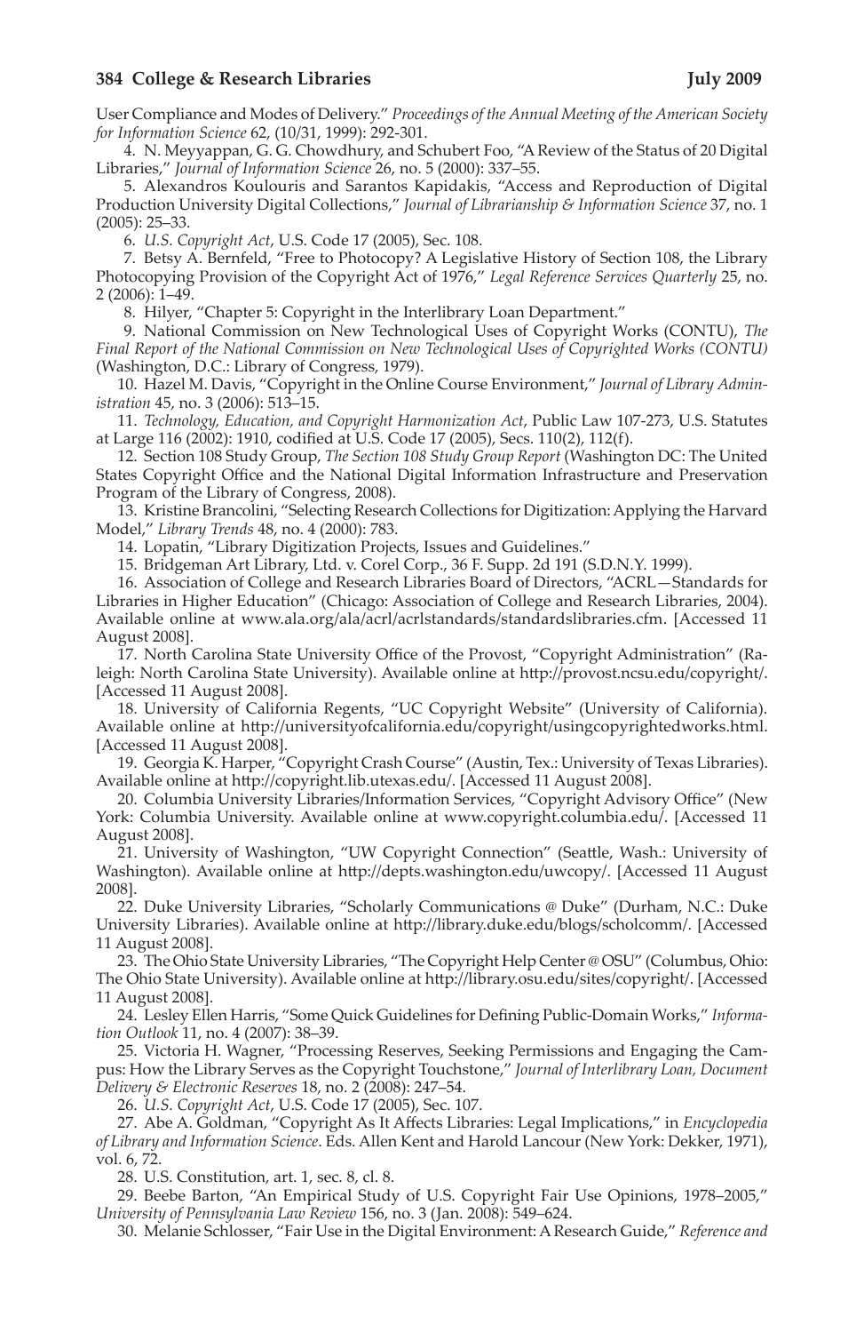User Compliance and Modes of Delivery." *Proceedings of the Annual Meeting of the American Society for Information Science* 62, (10/31, 1999): 292-301.

4. N. Meyyappan, G. G. Chowdhury, and Schubert Foo, "A Review of the Status of 20 Digital Libraries," *Journal of Information Science* 26, no. 5 (2000): 337–55.

5. Alexandros Koulouris and Sarantos Kapidakis, "Access and Reproduction of Digital Production University Digital Collections," *Journal of Librarianship & Information Science* 37, no. 1 (2005): 25–33.

6. *U.S. Copyright Act*, U.S. Code 17 (2005), Sec. 108.

7. Betsy A. Bernfeld, "Free to Photocopy? A Legislative History of Section 108, the Library Photocopying Provision of the Copyright Act of 1976," *Legal Reference Services Quarterly* 25, no. 2 (2006): 1–49.

8. Hilyer, "Chapter 5: Copyright in the Interlibrary Loan Department."

9. National Commission on New Technological Uses of Copyright Works (CONTU), *The Final Report of the National Commission on New Technological Uses of Copyrighted Works (CONTU)* (Washington, D.C.: Library of Congress, 1979).

10. Hazel M. Davis, "Copyright in the Online Course Environment," *Journal of Library Administration* 45, no. 3 (2006): 513–15.

11. *Technology, Education, and Copyright Harmonization Act*, Public Law 107-273, U.S. Statutes at Large 116 (2002): 1910, codified at U.S. Code 17 (2005), Secs. 110(2), 112(f).

12. Section 108 Study Group, *The Section 108 Study Group Report* (Washington DC: The United States Copyright Office and the National Digital Information Infrastructure and Preservation Program of the Library of Congress, 2008).

13. Kristine Brancolini, "Selecting Research Collections for Digitization: Applying the Harvard Model," *Library Trends* 48, no. 4 (2000): 783.

14. Lopatin, "Library Digitization Projects, Issues and Guidelines."

15. Bridgeman Art Library, Ltd. v. Corel Corp., 36 F. Supp. 2d 191 (S.D.N.Y. 1999).

16. Association of College and Research Libraries Board of Directors, "ACRL—Standards for Libraries in Higher Education" (Chicago: Association of College and Research Libraries, 2004). Available online at www.ala.org/ala/acrl/acrlstandards/standardslibraries.cfm. [Accessed 11 August 2008].

17. North Carolina State University Office of the Provost, "Copyright Administration" (Raleigh: North Carolina State University). Available online at http://provost.ncsu.edu/copyright/. [Accessed 11 August 2008].

18. University of California Regents, "UC Copyright Website" (University of California). Available online at http://universityofcalifornia.edu/copyright/usingcopyrightedworks.html. [Accessed 11 August 2008].

19. Georgia K. Harper, "Copyright Crash Course" (Austin, Tex.: University of Texas Libraries). Available online at http://copyright.lib.utexas.edu/. [Accessed 11 August 2008].

20. Columbia University Libraries/Information Services, "Copyright Advisory Office" (New York: Columbia University. Available online at www.copyright.columbia.edu/. [Accessed 11 August 2008].

21. University of Washington, "UW Copyright Connection" (Seattle, Wash.: University of Washington). Available online at http://depts.washington.edu/uwcopy/. [Accessed 11 August 2008].

22. Duke University Libraries, "Scholarly Communications @ Duke" (Durham, N.C.: Duke University Libraries). Available online at http://library.duke.edu/blogs/scholcomm/. [Accessed 11 August 2008].

23. The Ohio State University Libraries, "The Copyright Help Center @ OSU" (Columbus, Ohio: The Ohio State University). Available online at http://library.osu.edu/sites/copyright/. [Accessed 11 August 2008].

24. Lesley Ellen Harris, "Some Quick Guidelines for Defining Public-Domain Works," *Information Outlook* 11, no. 4 (2007): 38–39.

25. Victoria H. Wagner, "Processing Reserves, Seeking Permissions and Engaging the Campus: How the Library Serves as the Copyright Touchstone," *Journal of Interlibrary Loan, Document Delivery & Electronic Reserves* 18, no. 2 (2008): 247–54.

26. *U.S. Copyright Act*, U.S. Code 17 (2005), Sec. 107.

27. Abe A. Goldman, "Copyright As It Affects Libraries: Legal Implications," in *Encyclopedia of Library and Information Science*. Eds. Allen Kent and Harold Lancour (New York: Dekker, 1971), vol. 6, 72.

28. U.S. Constitution, art. 1, sec. 8, cl. 8.

29. Beebe Barton, "An Empirical Study of U.S. Copyright Fair Use Opinions, 1978–2005," *University of Pennsylvania Law Review* 156, no. 3 (Jan. 2008): 549–624.

30. Melanie Schlosser, "Fair Use in the Digital Environment: A Research Guide," *Reference and*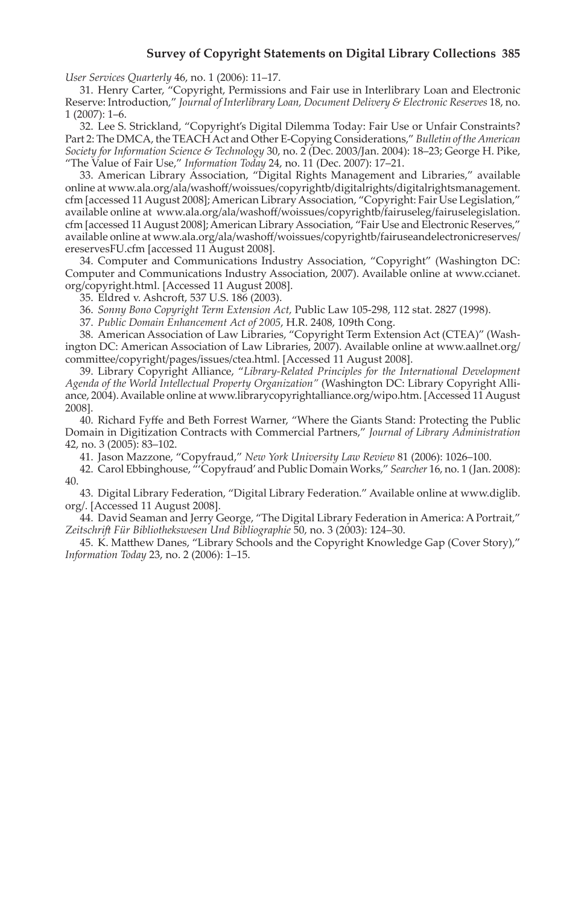*User Services Quarterly* 46, no. 1 (2006): 11–17.

31. Henry Carter, "Copyright, Permissions and Fair use in Interlibrary Loan and Electronic Reserve: Introduction," *Journal of Interlibrary Loan, Document Delivery & Electronic Reserves* 18, no. 1 (2007): 1–6.

32. Lee S. Strickland, "Copyright's Digital Dilemma Today: Fair Use or Unfair Constraints? Part 2: The DMCA, the TEACH Act and Other E-Copying Considerations," *Bulletin of the American Society for Information Science & Technology* 30, no. 2 (Dec. 2003/Jan. 2004): 18–23; George H. Pike, "The Value of Fair Use," *Information Today* 24, no. 11 (Dec. 2007): 17–21.

33. American Library Association, "Digital Rights Management and Libraries," available online at www.ala.org/ala/washoff/woissues/copyrightb/digitalrights/digitalrightsmanagement.cfm [accessed 11 August 2008]; American Library Association, "Copyright: Fair Use Legislation," available online at www.ala.org/ala/washoff/woissues/copyrightb/fairuseleg/fairuselegislation.cfm [accessed 11 August 2008]; American Library Association, "Fair Use and Electronic Reserves," available online at www.ala.org/ala/washoff/woissues/copyrightb/fairuseandelectronicreserves/ereservesFU.cfm [accessed 11 August 2008].

34. Computer and Communications Industry Association, "Copyright" (Washington DC: Computer and Communications Industry Association, 2007). Available online at www.ccianet.org/copyright.html. [Accessed 11 August 2008].

35. Eldred v. Ashcroft, 537 U.S. 186 (2003).

36. *Sonny Bono Copyright Term Extension Act,* Public Law 105-298, 112 stat. 2827 (1998).

37. *Public Domain Enhancement Act of 2005*, H.R. 2408, 109th Cong.

38. American Association of Law Libraries, "Copyright Term Extension Act (CTEA)" (Washington DC: American Association of Law Libraries, 2007). Available online at www.aallnet.org/committee/copyright/pages/issues/ctea.html. [Accessed 11 August 2008].

39. Library Copyright Alliance, "*Library-Related Principles for the International Development Agenda of the World Intellectual Property Organization"* (Washington DC: Library Copyright Alliance, 2004). Available online at www.librarycopyrightalliance.org/wipo.htm. [Accessed 11 August 2008].

40. Richard Fyffe and Beth Forrest Warner, "Where the Giants Stand: Protecting the Public Domain in Digitization Contracts with Commercial Partners," *Journal of Library Administration* 42, no. 3 (2005): 83–102.

41. Jason Mazzone, "Copyfraud," *New York University Law Review* 81 (2006): 1026–100.

42. Carol Ebbinghouse, "'Copyfraud' and Public Domain Works," *Searcher* 16, no. 1 (Jan. 2008): 40.

43. Digital Library Federation, "Digital Library Federation." Available online at www.diglib.org/. [Accessed 11 August 2008].

44. David Seaman and Jerry George, "The Digital Library Federation in America: A Portrait," *Zeitschrift Für Bibliothekswesen Und Bibliographie* 50, no. 3 (2003): 124–30.

45. K. Matthew Danes, "Library Schools and the Copyright Knowledge Gap (Cover Story)," *Information Today* 23, no. 2 (2006): 1–15.